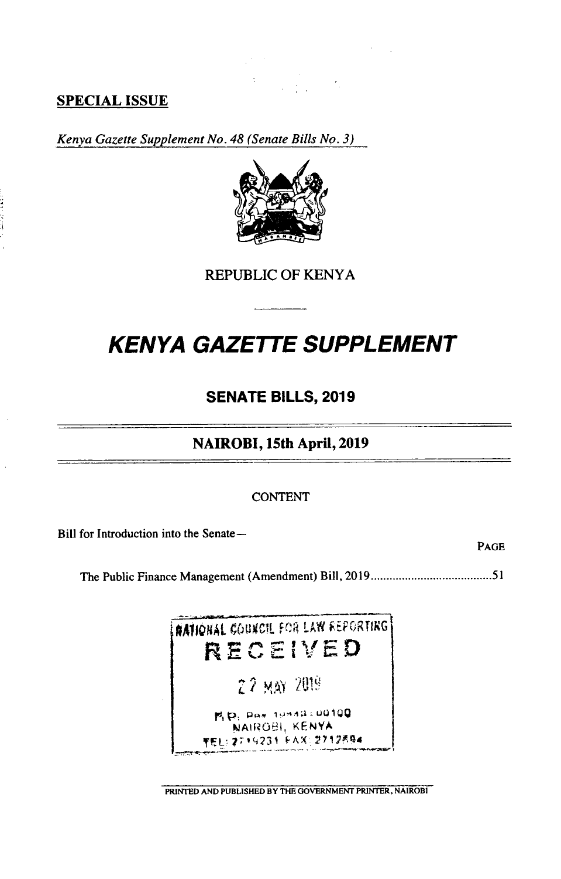**SPECIAL ISSUE**

*Kenya Gazette Supplement No. 48 (Senate Bills No. 3)*

REPUBLIC OF KENYA

# *KENYA GAZETTE SUPPLEMENT*

## SENATE BILLS, 2019

## NAIROBI, 15th April, 2019

CONTENT

Bill for Introduction into the Senate—

PAGE

The Public Finance Management (Amendment) Bill, 2019 .......................................51

NATIONAL COUNCIL FOR LAW REPORTING
RECEIVED
27 MAY 2019
P.O. Box 10443 - 00100
NAIROBI, KENYA
TEL: 2719231 FAX: 2712694

PRINTED AND PUBLISHED BY THE GOVERNMENT PRINTER, NAIROBI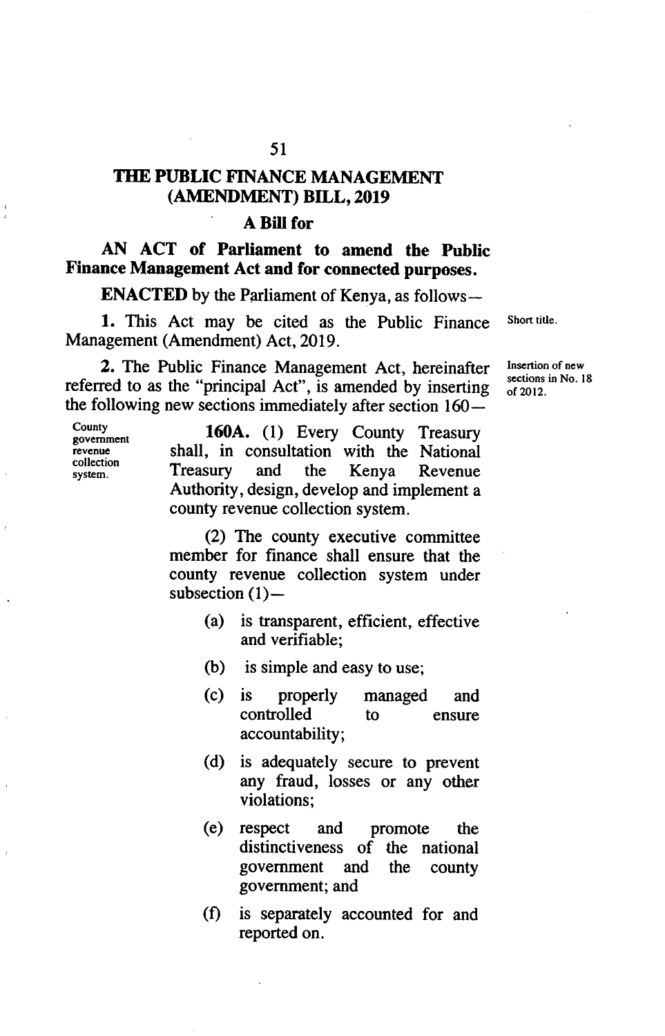# THE PUBLIC FINANCE MANAGEMENT (AMENDMENT) BILL, 2019

## A Bill for

**AN ACT of Parliament to amend the Public Finance Management Act and for connected purposes.**

**ENACTED** by the Parliament of Kenya, as follows—

Short title.

**1.** This Act may be cited as the Public Finance Management (Amendment) Act, 2019.

Insertion of new sections in No. 18 of 2012.

**2.** The Public Finance Management Act, hereinafter referred to as the "principal Act", is amended by inserting the following new sections immediately after section 160—

County government revenue collection system.

**160A.** (1) Every County Treasury shall, in consultation with the National Treasury and the Kenya Revenue Authority, design, develop and implement a county revenue collection system.

(2) The county executive committee member for finance shall ensure that the county revenue collection system under subsection (1)—

(a) is transparent, efficient, effective and verifiable;

(b) is simple and easy to use;

(c) is properly managed and controlled to ensure accountability;

(d) is adequately secure to prevent any fraud, losses or any other violations;

(e) respect and promote the distinctiveness of the national government and the county government; and

(f) is separately accounted for and reported on.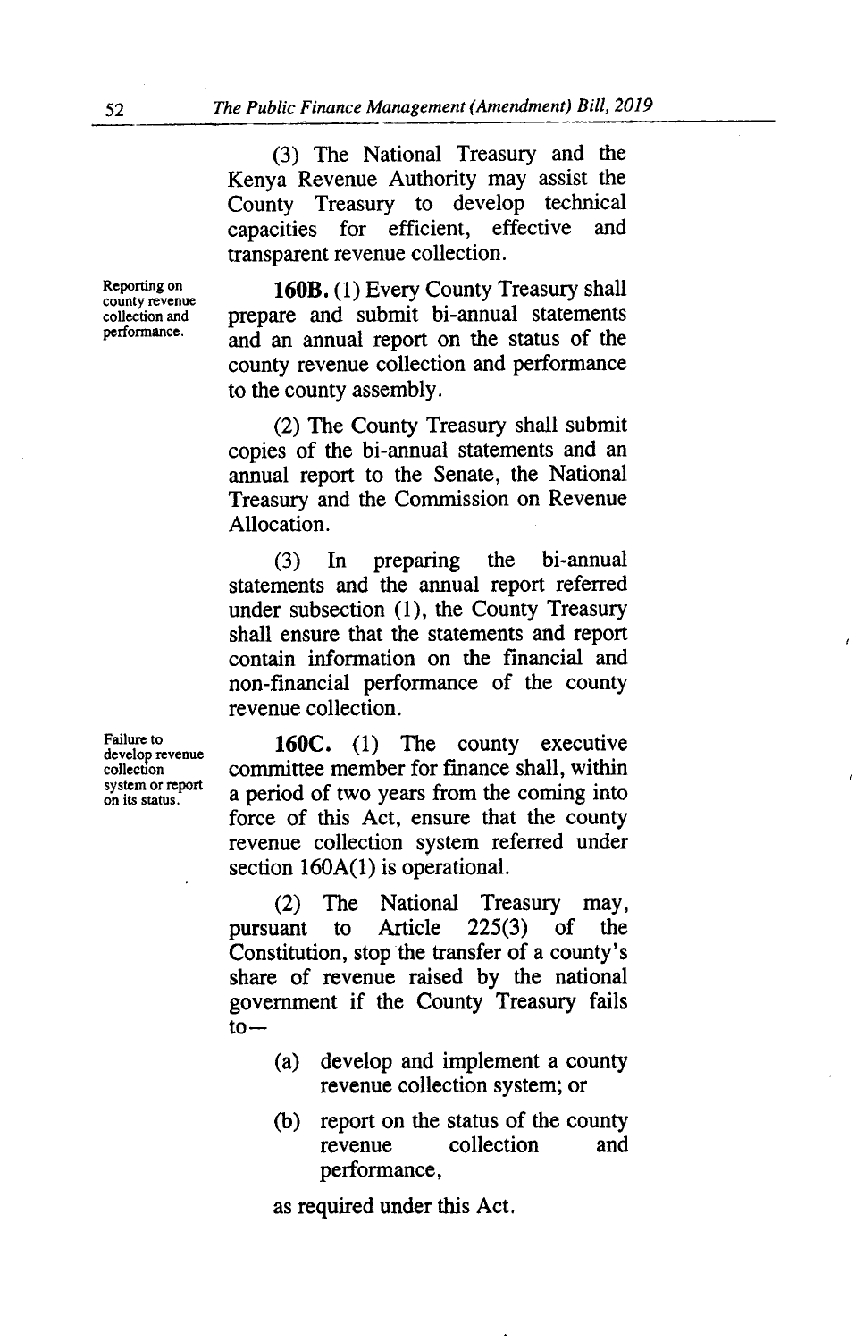(3) The National Treasury and the Kenya Revenue Authority may assist the County Treasury to develop technical capacities for efficient, effective and transparent revenue collection.

Reporting on county revenue collection and performance.

**160B.** (1) Every County Treasury shall prepare and submit bi-annual statements and an annual report on the status of the county revenue collection and performance to the county assembly.

(2) The County Treasury shall submit copies of the bi-annual statements and an annual report to the Senate, the National Treasury and the Commission on Revenue Allocation.

(3) In preparing the bi-annual statements and the annual report referred under subsection (1), the County Treasury shall ensure that the statements and report contain information on the financial and non-financial performance of the county revenue collection.

Failure to develop revenue collection system or report on its status.

**160C.** (1) The county executive committee member for finance shall, within a period of two years from the coming into force of this Act, ensure that the county revenue collection system referred under section 160A(1) is operational.

(2) The National Treasury may, pursuant to Article 225(3) of the Constitution, stop the transfer of a county's share of revenue raised by the national government if the County Treasury fails to—

(a) develop and implement a county revenue collection system; or

(b) report on the status of the county revenue collection and performance,

as required under this Act.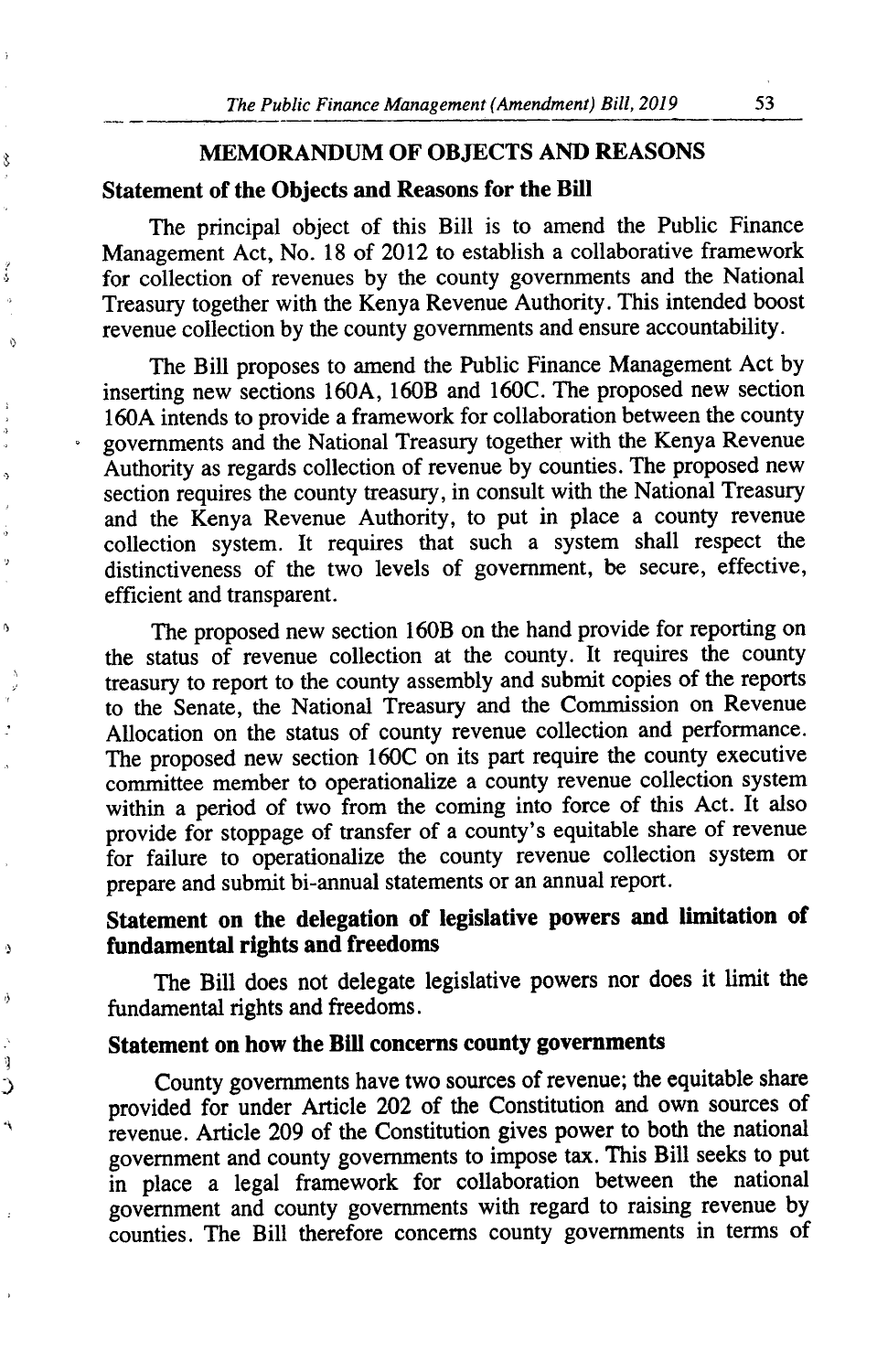## MEMORANDUM OF OBJECTS AND REASONS

### Statement of the Objects and Reasons for the Bill

The principal object of this Bill is to amend the Public Finance Management Act, No. 18 of 2012 to establish a collaborative framework for collection of revenues by the county governments and the National Treasury together with the Kenya Revenue Authority. This intended boost revenue collection by the county governments and ensure accountability.

The Bill proposes to amend the Public Finance Management Act by inserting new sections 160A, 160B and 160C. The proposed new section 160A intends to provide a framework for collaboration between the county governments and the National Treasury together with the Kenya Revenue Authority as regards collection of revenue by counties. The proposed new section requires the county treasury, in consult with the National Treasury and the Kenya Revenue Authority, to put in place a county revenue collection system. It requires that such a system shall respect the distinctiveness of the two levels of government, be secure, effective, efficient and transparent.

The proposed new section 160B on the hand provide for reporting on the status of revenue collection at the county. It requires the county treasury to report to the county assembly and submit copies of the reports to the Senate, the National Treasury and the Commission on Revenue Allocation on the status of county revenue collection and performance. The proposed new section 160C on its part require the county executive committee member to operationalize a county revenue collection system within a period of two from the coming into force of this Act. It also provide for stoppage of transfer of a county's equitable share of revenue for failure to operationalize the county revenue collection system or prepare and submit bi-annual statements or an annual report.

### Statement on the delegation of legislative powers and limitation of fundamental rights and freedoms

The Bill does not delegate legislative powers nor does it limit the fundamental rights and freedoms.

### Statement on how the Bill concerns county governments

County governments have two sources of revenue; the equitable share provided for under Article 202 of the Constitution and own sources of revenue. Article 209 of the Constitution gives power to both the national government and county governments to impose tax. This Bill seeks to put in place a legal framework for collaboration between the national government and county governments with regard to raising revenue by counties. The Bill therefore concerns county governments in terms of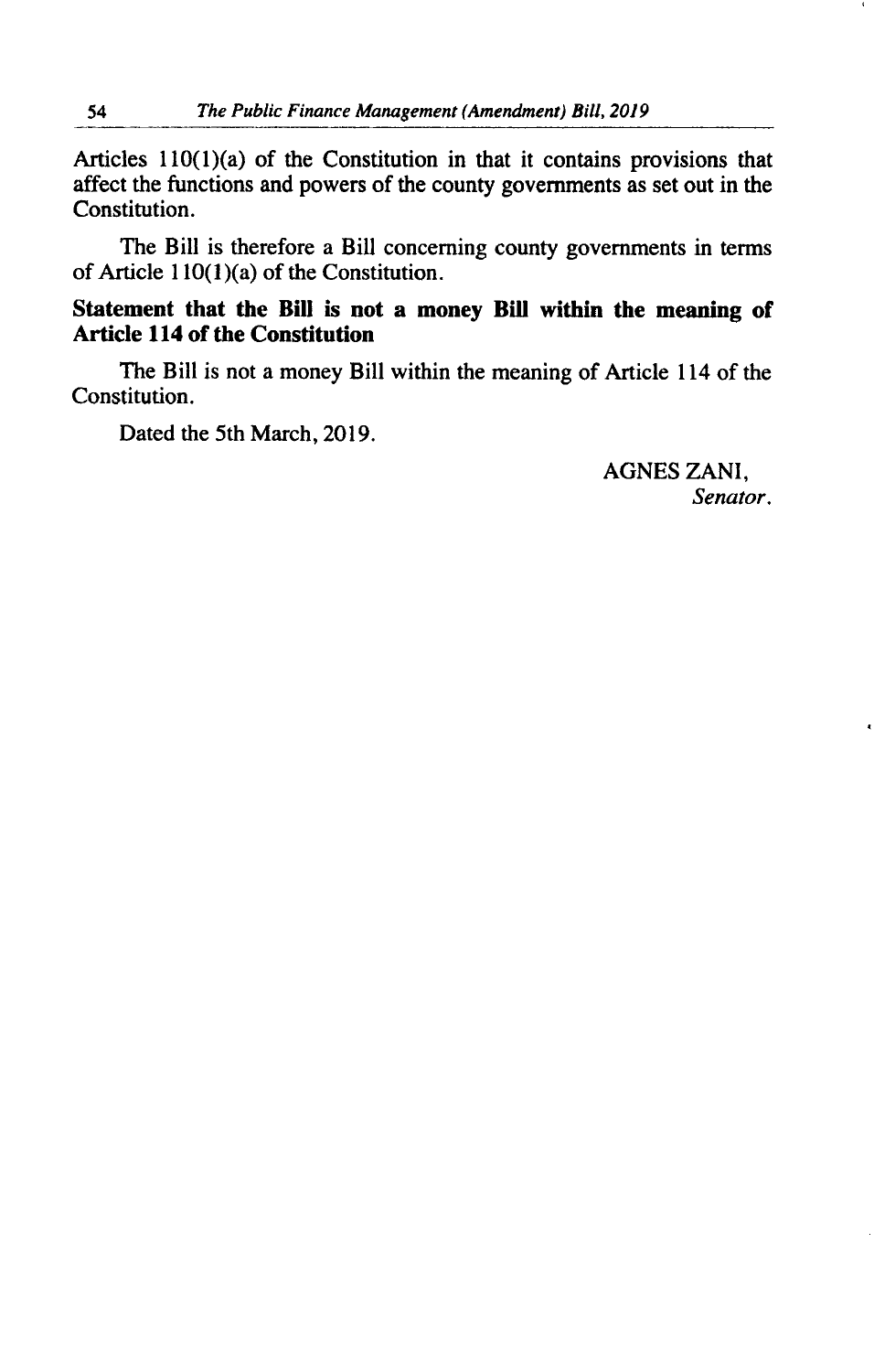Articles 110(1)(a) of the Constitution in that it contains provisions that affect the functions and powers of the county governments as set out in the Constitution.

The Bill is therefore a Bill concerning county governments in terms of Article 110(1)(a) of the Constitution.

**Statement that the Bill is not a money Bill within the meaning of Article 114 of the Constitution**

The Bill is not a money Bill within the meaning of Article 114 of the Constitution.

Dated the 5th March, 2019.

AGNES ZANI,
*Senator.*